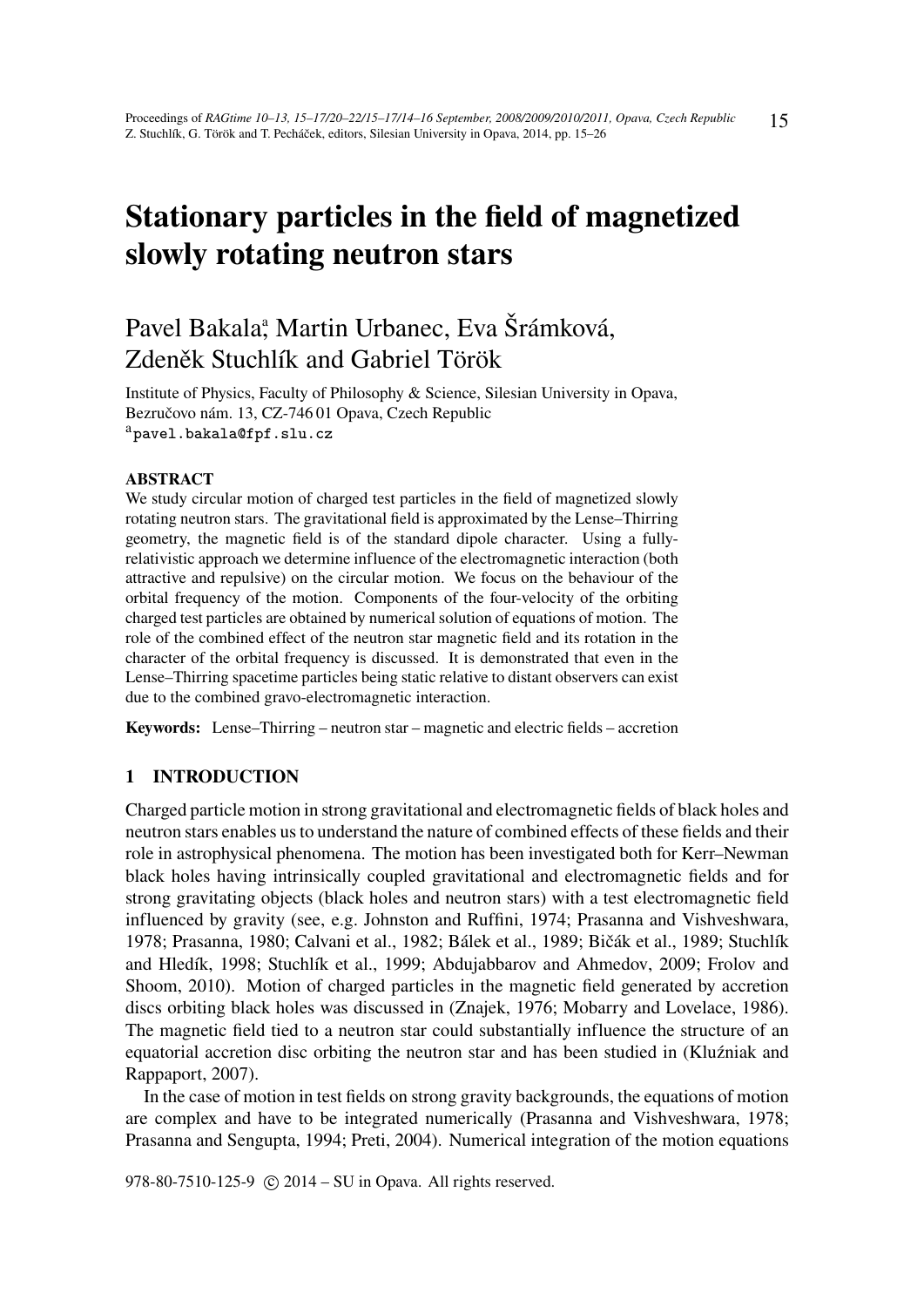# Stationary particles in the field of magnetized slowly rotating neutron stars

Pavel Bakala[a], Martin Urbanec, Eva Šrámková, Zdeněk Stuchlík and Gabriel Török

Institute of Physics, Faculty of Philosophy & Science, Silesian University in Opava, Bezručovo nám. 13, CZ-746 01 Opava, Czech Republic
[a]pavel.bakala@fpf.slu.cz

### ABSTRACT

We study circular motion of charged test particles in the field of magnetized slowly rotating neutron stars. The gravitational field is approximated by the Lense–Thirring geometry, the magnetic field is of the standard dipole character. Using a fully-relativistic approach we determine influence of the electromagnetic interaction (both attractive and repulsive) on the circular motion. We focus on the behaviour of the orbital frequency of the motion. Components of the four-velocity of the orbiting charged test particles are obtained by numerical solution of equations of motion. The role of the combined effect of the neutron star magnetic field and its rotation in the character of the orbital frequency is discussed. It is demonstrated that even in the Lense–Thirring spacetime particles being static relative to distant observers can exist due to the combined gravo-electromagnetic interaction.

**Keywords:** Lense–Thirring – neutron star – magnetic and electric fields – accretion

## 1 INTRODUCTION

Charged particle motion in strong gravitational and electromagnetic fields of black holes and neutron stars enables us to understand the nature of combined effects of these fields and their role in astrophysical phenomena. The motion has been investigated both for Kerr–Newman black holes having intrinsically coupled gravitational and electromagnetic fields and for strong gravitating objects (black holes and neutron stars) with a test electromagnetic field influenced by gravity (see, e.g. Johnston and Ruffini, 1974; Prasanna and Vishveshwara, 1978; Prasanna, 1980; Calvani et al., 1982; Bálek et al., 1989; Bičák et al., 1989; Stuchlík and Hledík, 1998; Stuchlík et al., 1999; Abdujabbarov and Ahmedov, 2009; Frolov and Shoom, 2010). Motion of charged particles in the magnetic field generated by accretion discs orbiting black holes was discussed in (Znajek, 1976; Mobarry and Lovelace, 1986). The magnetic field tied to a neutron star could substantially influence the structure of an equatorial accretion disc orbiting the neutron star and has been studied in (Kluźniak and Rappaport, 2007).

In the case of motion in test fields on strong gravity backgrounds, the equations of motion are complex and have to be integrated numerically (Prasanna and Vishveshwara, 1978; Prasanna and Sengupta, 1994; Preti, 2004). Numerical integration of the motion equations

978-80-7510-125-9 © 2014 – SU in Opava. All rights reserved.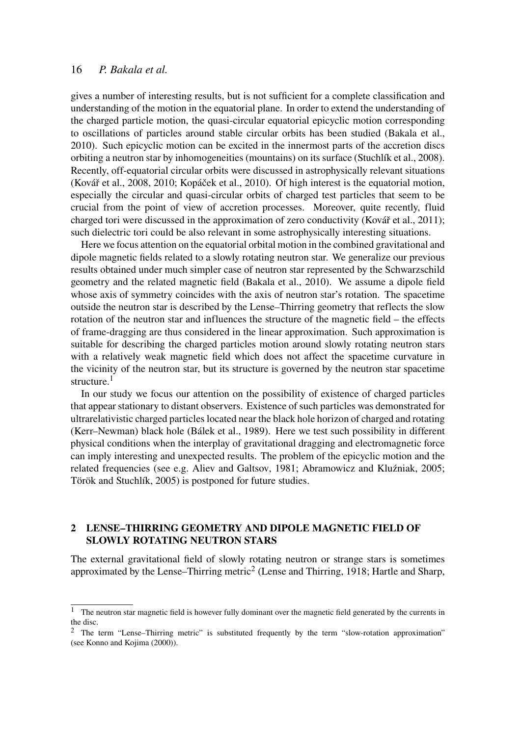gives a number of interesting results, but is not sufficient for a complete classification and understanding of the motion in the equatorial plane. In order to extend the understanding of the charged particle motion, the quasi-circular equatorial epicyclic motion corresponding to oscillations of particles around stable circular orbits has been studied (Bakala et al., 2010). Such epicyclic motion can be excited in the innermost parts of the accretion discs orbiting a neutron star by inhomogeneities (mountains) on its surface (Stuchlík et al., 2008). Recently, off-equatorial circular orbits were discussed in astrophysically relevant situations (Kovář et al., 2008, 2010; Kopáček et al., 2010). Of high interest is the equatorial motion, especially the circular and quasi-circular orbits of charged test particles that seem to be crucial from the point of view of accretion processes. Moreover, quite recently, fluid charged tori were discussed in the approximation of zero conductivity (Kovář et al., 2011); such dielectric tori could be also relevant in some astrophysically interesting situations.

Here we focus attention on the equatorial orbital motion in the combined gravitational and dipole magnetic fields related to a slowly rotating neutron star. We generalize our previous results obtained under much simpler case of neutron star represented by the Schwarzschild geometry and the related magnetic field (Bakala et al., 2010). We assume a dipole field whose axis of symmetry coincides with the axis of neutron star's rotation. The spacetime outside the neutron star is described by the Lense–Thirring geometry that reflects the slow rotation of the neutron star and influences the structure of the magnetic field – the effects of frame-dragging are thus considered in the linear approximation. Such approximation is suitable for describing the charged particles motion around slowly rotating neutron stars with a relatively weak magnetic field which does not affect the spacetime curvature in the vicinity of the neutron star, but its structure is governed by the neutron star spacetime structure.[1]

In our study we focus our attention on the possibility of existence of charged particles that appear stationary to distant observers. Existence of such particles was demonstrated for ultrarelativistic charged particles located near the black hole horizon of charged and rotating (Kerr–Newman) black hole (Bálek et al., 1989). Here we test such possibility in different physical conditions when the interplay of gravitational dragging and electromagnetic force can imply interesting and unexpected results. The problem of the epicyclic motion and the related frequencies (see e.g. Aliev and Galtsov, 1981; Abramowicz and Kluźniak, 2005; Török and Stuchlík, 2005) is postponed for future studies.

## 2 LENSE–THIRRING GEOMETRY AND DIPOLE MAGNETIC FIELD OF SLOWLY ROTATING NEUTRON STARS

The external gravitational field of slowly rotating neutron or strange stars is sometimes approximated by the Lense–Thirring metric[2] (Lense and Thirring, 1918; Hartle and Sharp,

[1] The neutron star magnetic field is however fully dominant over the magnetic field generated by the currents in the disc.

[2] The term "Lense–Thirring metric" is substituted frequently by the term "slow-rotation approximation" (see Konno and Kojima (2000)).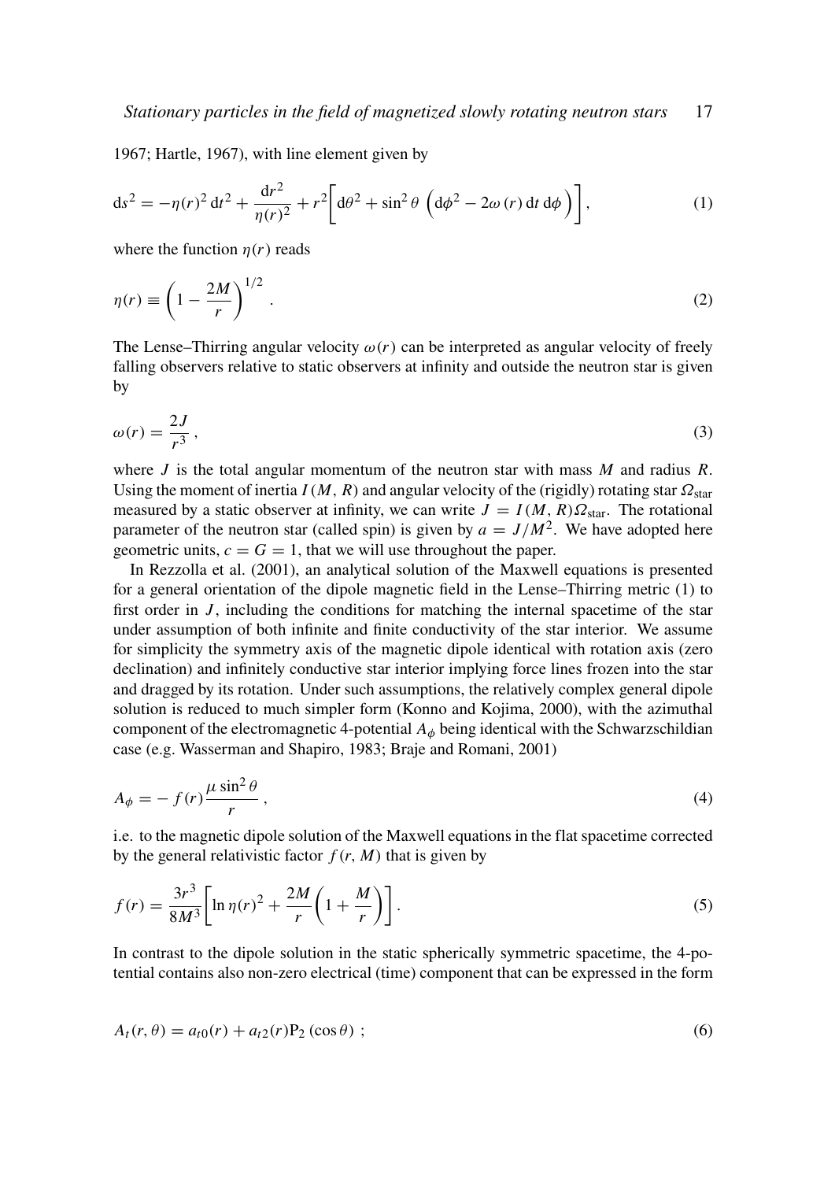1967; Hartle, 1967), with line element given by

$$
\mathrm{d}s^2 = -\eta(r)^2\,\mathrm{d}t^2 + \frac{\mathrm{d}r^2}{\eta(r)^2} + r^2\bigg[\mathrm{d}\theta^2 + \sin^2\theta\,\Big(\mathrm{d}\phi^2 - 2\omega\,(r)\,\mathrm{d}t\,\mathrm{d}\phi\Big)\bigg], \tag{1}
$$

where the function $\eta(r)$ reads

$$
\eta(r) \equiv \left(1 - \frac{2M}{r}\right)^{1/2}. \tag{2}
$$

The Lense–Thirring angular velocity $\omega(r)$ can be interpreted as angular velocity of freely falling observers relative to static observers at infinity and outside the neutron star is given by

$$
\omega(r) = \frac{2J}{r^3}, \tag{3}
$$

where $J$ is the total angular momentum of the neutron star with mass $M$ and radius $R$. Using the moment of inertia $I(M, R)$ and angular velocity of the (rigidly) rotating star $\Omega_{\mathrm{star}}$ measured by a static observer at infinity, we can write $J = I(M, R)\Omega_{\mathrm{star}}$. The rotational parameter of the neutron star (called spin) is given by $a = J/M^2$. We have adopted here geometric units, $c = G = 1$, that we will use throughout the paper.

In Rezzolla et al. (2001), an analytical solution of the Maxwell equations is presented for a general orientation of the dipole magnetic field in the Lense–Thirring metric (1) to first order in $J$, including the conditions for matching the internal spacetime of the star under assumption of both infinite and finite conductivity of the star interior. We assume for simplicity the symmetry axis of the magnetic dipole identical with rotation axis (zero declination) and infinitely conductive star interior implying force lines frozen into the star and dragged by its rotation. Under such assumptions, the relatively complex general dipole solution is reduced to much simpler form (Konno and Kojima, 2000), with the azimuthal component of the electromagnetic 4-potential $A_\phi$ being identical with the Schwarzschildian case (e.g. Wasserman and Shapiro, 1983; Braje and Romani, 2001)

$$
A_\phi = -\,f(r)\frac{\mu\sin^2\theta}{r}, \tag{4}
$$

i.e. to the magnetic dipole solution of the Maxwell equations in the flat spacetime corrected by the general relativistic factor $f(r, M)$ that is given by

$$
f(r) = \frac{3r^3}{8M^3}\bigg[\ln\eta(r)^2 + \frac{2M}{r}\left(1 + \frac{M}{r}\right)\bigg]. \tag{5}
$$

In contrast to the dipole solution in the static spherically symmetric spacetime, the 4-potential contains also non-zero electrical (time) component that can be expressed in the form

$$
A_t(r, \theta) = a_{t0}(r) + a_{t2}(r)\mathrm{P}_2(\cos\theta)\ ; \tag{6}
$$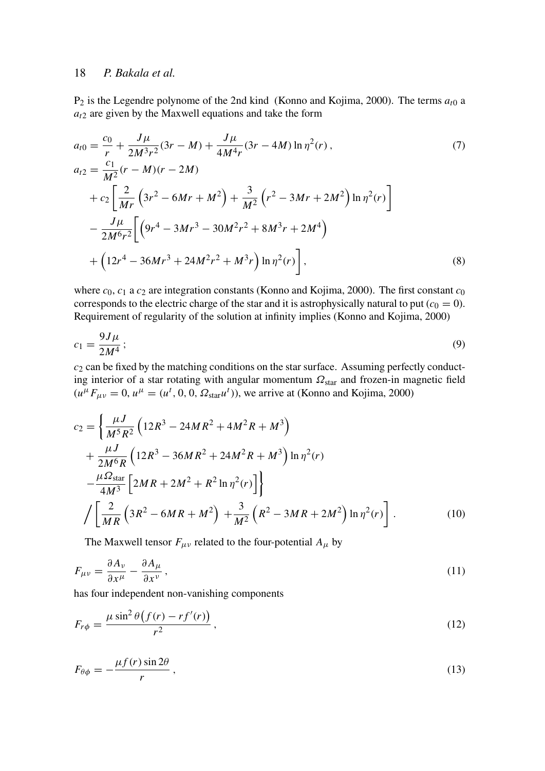$P_2$ is the Legendre polynome of the 2nd kind (Konno and Kojima, 2000). The terms $a_{t0}$ a $a_{t2}$ are given by the Maxwell equations and take the form

$$
a_{t0} = \frac{c_0}{r} + \frac{J\mu}{2M^3r^2}(3r - M) + \frac{J\mu}{4M^4r}(3r - 4M)\ln\eta^2(r)\,, \tag{7}
$$

$$
\begin{aligned}
a_{t2} = {} & \frac{c_1}{M^2}(r - M)(r - 2M) \\
& + c_2\left[\frac{2}{Mr}\left(3r^2 - 6Mr + M^2\right) + \frac{3}{M^2}\left(r^2 - 3Mr + 2M^2\right)\ln\eta^2(r)\right] \\
& - \frac{J\mu}{2M^6r^2}\bigg[\left(9r^4 - 3Mr^3 - 30M^2r^2 + 8M^3r + 2M^4\right) \\
& + \left(12r^4 - 36Mr^3 + 24M^2r^2 + M^3r\right)\ln\eta^2(r)\bigg]\,,
\end{aligned} \tag{8}
$$

where $c_0$, $c_1$ a $c_2$ are integration constants (Konno and Kojima, 2000). The first constant $c_0$ corresponds to the electric charge of the star and it is astrophysically natural to put ($c_0 = 0$). Requirement of regularity of the solution at infinity implies (Konno and Kojima, 2000)

$$
c_1 = \frac{9J\mu}{2M^4}\,; \tag{9}
$$

$c_2$ can be fixed by the matching conditions on the star surface. Assuming perfectly conducting interior of a star rotating with angular momentum $\Omega_{\rm star}$ and frozen-in magnetic field ($u^\mu F_{\mu\nu} = 0$, $u^\mu = (u^t, 0, 0, \Omega_{\rm star}u^t)$), we arrive at (Konno and Kojima, 2000)

$$
\begin{aligned}
c_2 = {} & \bigg\{\frac{\mu J}{M^5R^2}\left(12R^3 - 24MR^2 + 4M^2R + M^3\right) \\
& + \frac{\mu J}{2M^6R}\left(12R^3 - 36MR^2 + 24M^2R + M^3\right)\ln\eta^2(r) \\
& - \frac{\mu\Omega_{\rm star}}{4M^3}\left[2MR + 2M^2 + R^2\ln\eta^2(r)\right]\bigg\} \\
& \bigg/ \left[\frac{2}{MR}\left(3R^2 - 6MR + M^2\right) + \frac{3}{M^2}\left(R^2 - 3MR + 2M^2\right)\ln\eta^2(r)\right]\,.
\end{aligned} \tag{10}
$$

The Maxwell tensor $F_{\mu\nu}$ related to the four-potential $A_\mu$ by

$$
F_{\mu\nu} = \frac{\partial A_\nu}{\partial x^\mu} - \frac{\partial A_\mu}{\partial x^\nu}\,, \tag{11}
$$

has four independent non-vanishing components

$$
F_{r\phi} = \frac{\mu\sin^2\theta\big(f(r) - rf'(r)\big)}{r^2}\,, \tag{12}
$$

$$
F_{\theta\phi} = -\frac{\mu f(r)\sin 2\theta}{r}\,, \tag{13}
$$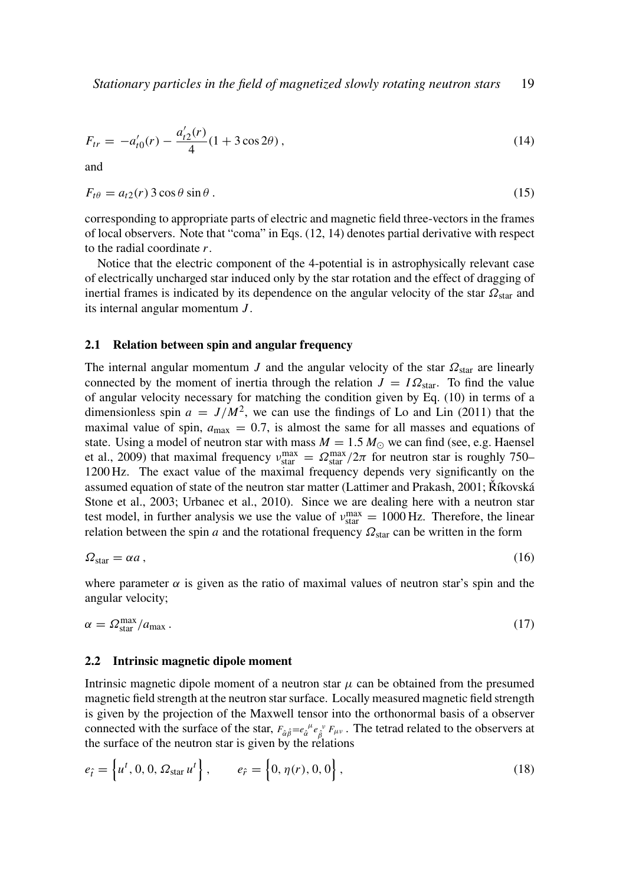$$F_{tr} = -a'_{t0}(r) - \frac{a'_{t2}(r)}{4}(1 + 3\cos 2\theta)\,, \tag{14}$$

and

$$F_{t\theta} = a_{t2}(r)\, 3\cos\theta \sin\theta\,. \tag{15}$$

corresponding to appropriate parts of electric and magnetic field three-vectors in the frames of local observers. Note that "coma" in Eqs. (12, 14) denotes partial derivative with respect to the radial coordinate $r$.

Notice that the electric component of the 4-potential is in astrophysically relevant case of electrically uncharged star induced only by the star rotation and the effect of dragging of inertial frames is indicated by its dependence on the angular velocity of the star $\Omega_{\rm star}$ and its internal angular momentum $J$.

### 2.1 Relation between spin and angular frequency

The internal angular momentum $J$ and the angular velocity of the star $\Omega_{\rm star}$ are linearly connected by the moment of inertia through the relation $J = I\Omega_{\rm star}$. To find the value of angular velocity necessary for matching the condition given by Eq. (10) in terms of a dimensionless spin $a = J/M^2$, we can use the findings of Lo and Lin (2011) that the maximal value of spin, $a_{\rm max} = 0.7$, is almost the same for all masses and equations of state. Using a model of neutron star with mass $M = 1.5\,M_{\odot}$ we can find (see, e.g. Haensel et al., 2009) that maximal frequency $\nu^{\rm max}_{\rm star} = \Omega^{\rm max}_{\rm star}/2\pi$ for neutron star is roughly 750–1200 Hz. The exact value of the maximal frequency depends very significantly on the assumed equation of state of the neutron star matter (Lattimer and Prakash, 2001; Říkovská Stone et al., 2003; Urbanec et al., 2010). Since we are dealing here with a neutron star test model, in further analysis we use the value of $\nu^{\rm max}_{\rm star} = 1000$ Hz. Therefore, the linear relation between the spin $a$ and the rotational frequency $\Omega_{\rm star}$ can be written in the form

$$\Omega_{\rm star} = \alpha a\,, \tag{16}$$

where parameter $\alpha$ is given as the ratio of maximal values of neutron star's spin and the angular velocity;

$$\alpha = \Omega^{\rm max}_{\rm star}/a_{\rm max}\,. \tag{17}$$

### 2.2 Intrinsic magnetic dipole moment

Intrinsic magnetic dipole moment of a neutron star $\mu$ can be obtained from the presumed magnetic field strength at the neutron star surface. Locally measured magnetic field strength is given by the projection of the Maxwell tensor into the orthonormal basis of a observer connected with the surface of the star, $F_{\hat{\alpha}\hat{\beta}} = e_{\hat{\alpha}}^{\ \mu} e_{\hat{\beta}}^{\ \nu} F_{\mu\nu}$. The tetrad related to the observers at the surface of the neutron star is given by the relations

$$e_{\hat{t}} = \left\{u^t, 0, 0, \Omega_{\rm star}\, u^t\right\}, \qquad e_{\hat{r}} = \left\{0, \eta(r), 0, 0\right\}, \tag{18}$$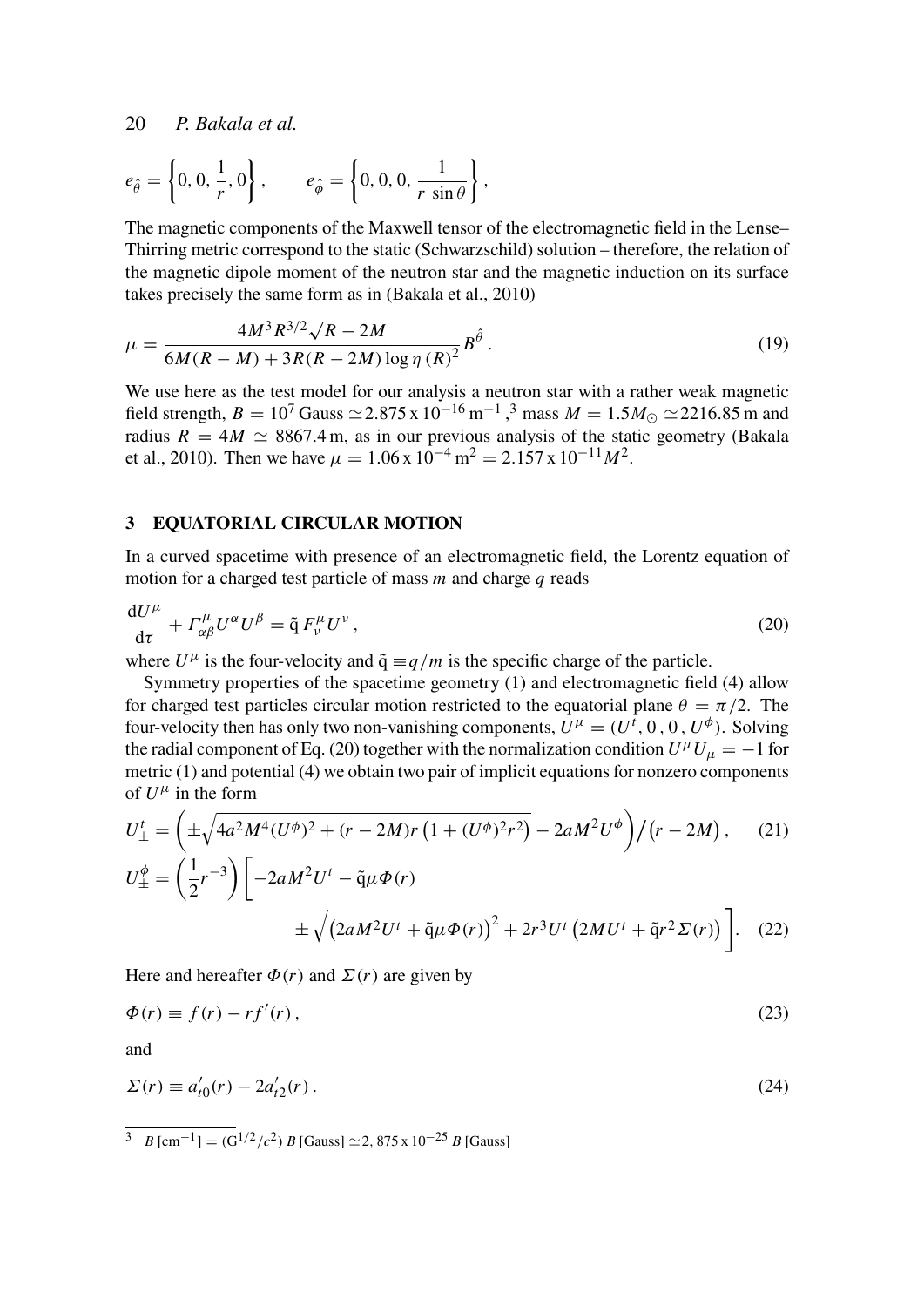$$e_{\hat{\theta}} = \left\{0, 0, \frac{1}{r}, 0\right\}, \qquad e_{\hat{\phi}} = \left\{0, 0, 0, \frac{1}{r\,\sin\theta}\right\},$$

The magnetic components of the Maxwell tensor of the electromagnetic field in the Lense–Thirring metric correspond to the static (Schwarzschild) solution – therefore, the relation of the magnetic dipole moment of the neutron star and the magnetic induction on its surface takes precisely the same form as in (Bakala et al., 2010)

$$\mu = \frac{4M^3 R^{3/2}\sqrt{R-2M}}{6M(R-M) + 3R(R-2M)\log\eta\,(R)^2} B^{\hat{\theta}}\,. \tag{19}$$

We use here as the test model for our analysis a neutron star with a rather weak magnetic field strength, $B = 10^7$ Gauss $\simeq 2.875 \text{ x } 10^{-16}\,\text{m}^{-1}$,[3] mass $M = 1.5M_{\odot} \simeq 2216.85$ m and radius $R = 4M \simeq 8867.4$ m, as in our previous analysis of the static geometry (Bakala et al., 2010). Then we have $\mu = 1.06 \text{ x } 10^{-4}\,\text{m}^2 = 2.157 \text{ x } 10^{-11} M^2$.

## 3 EQUATORIAL CIRCULAR MOTION

In a curved spacetime with presence of an electromagnetic field, the Lorentz equation of motion for a charged test particle of mass $m$ and charge $q$ reads

$$\frac{\mathrm{d}U^{\mu}}{\mathrm{d}\tau} + \Gamma^{\mu}_{\alpha\beta}U^{\alpha}U^{\beta} = \tilde{\text{q}}\,F^{\mu}_{\nu}U^{\nu}\,, \tag{20}$$

where $U^{\mu}$ is the four-velocity and $\tilde{\text{q}} \equiv q/m$ is the specific charge of the particle.

Symmetry properties of the spacetime geometry (1) and electromagnetic field (4) allow for charged test particles circular motion restricted to the equatorial plane $\theta = \pi/2$. The four-velocity then has only two non-vanishing components, $U^{\mu} = (U^t, 0, 0, U^{\phi})$. Solving the radial component of Eq. (20) together with the normalization condition $U^{\mu}U_{\mu} = -1$ for metric (1) and potential (4) we obtain two pair of implicit equations for nonzero components of $U^{\mu}$ in the form

$$U^t_{\pm} = \left(\pm\sqrt{4a^2M^4(U^{\phi})^2 + (r-2M)r\left(1+(U^{\phi})^2r^2\right)} - 2aM^2U^{\phi}\right)\Big/\left(r-2M\right), \tag{21}$$

$$U^{\phi}_{\pm} = \left(\frac{1}{2}r^{-3}\right)\left[-2aM^2U^t - \tilde{\text{q}}\mu\Phi(r) \pm\sqrt{\left(2aM^2U^t + \tilde{\text{q}}\mu\Phi(r)\right)^2 + 2r^3U^t\left(2MU^t + \tilde{\text{q}}r^2\Sigma(r)\right)}\,\right]. \tag{22}$$

Here and hereafter $\Phi(r)$ and $\Sigma(r)$ are given by

$$\Phi(r) \equiv f(r) - rf'(r)\,, \tag{23}$$

and

$$\Sigma(r) \equiv a'_{t0}(r) - 2a'_{t2}(r)\,. \tag{24}$$

---

[3] $B\,[\text{cm}^{-1}] = (\text{G}^{1/2}/c^2)\,B\,[\text{Gauss}] \simeq 2,875 \text{ x } 10^{-25}\,B\,[\text{Gauss}]$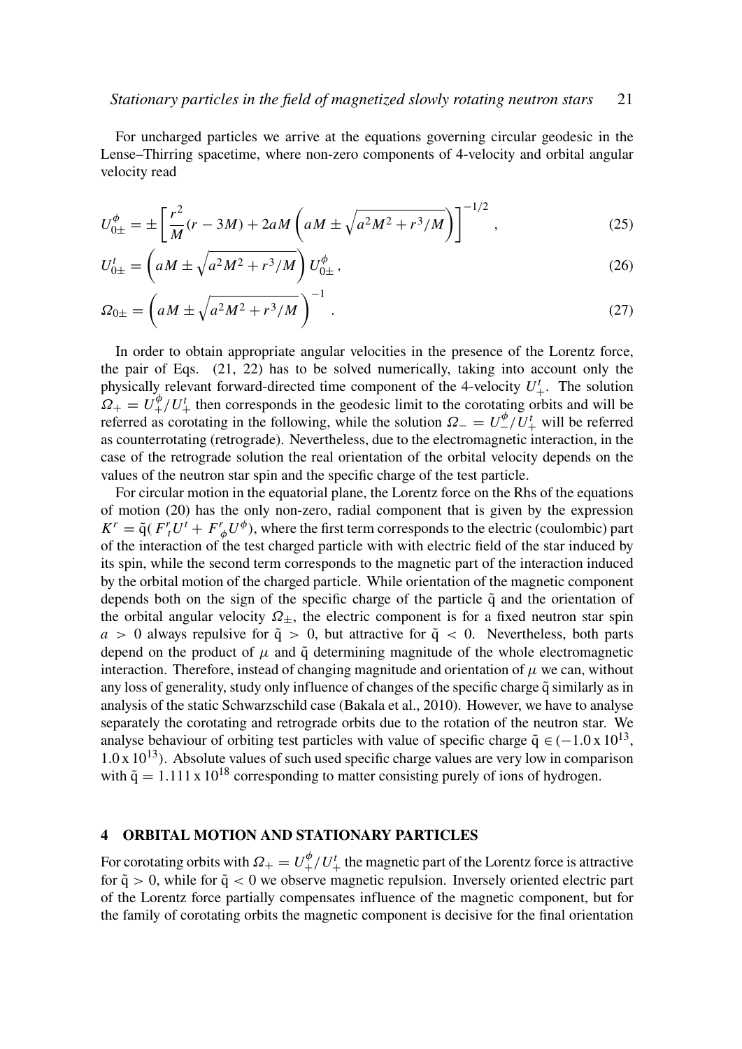For uncharged particles we arrive at the equations governing circular geodesic in the Lense–Thirring spacetime, where non-zero components of 4-velocity and orbital angular velocity read

$$U^{\phi}_{0\pm} = \pm \left[ \frac{r^2}{M}(r - 3M) + 2aM \left( aM \pm \sqrt{a^2M^2 + r^3/M} \right) \right]^{-1/2}, \tag{25}$$

$$U^{t}_{0\pm} = \left( aM \pm \sqrt{a^2M^2 + r^3/M} \right) U^{\phi}_{0\pm}, \tag{26}$$

$$\Omega_{0\pm} = \left( aM \pm \sqrt{a^2M^2 + r^3/M} \right)^{-1}. \tag{27}$$

In order to obtain appropriate angular velocities in the presence of the Lorentz force, the pair of Eqs. (21, 22) has to be solved numerically, taking into account only the physically relevant forward-directed time component of the 4-velocity $U^t_+$. The solution $\Omega_+ = U^{\phi}_+/U^t_+$ then corresponds in the geodesic limit to the corotating orbits and will be referred as corotating in the following, while the solution $\Omega_- = U^{\phi}_-/U^t_+$ will be referred as counterrotating (retrograde). Nevertheless, due to the electromagnetic interaction, in the case of the retrograde solution the real orientation of the orbital velocity depends on the values of the neutron star spin and the specific charge of the test particle.

For circular motion in the equatorial plane, the Lorentz force on the Rhs of the equations of motion (20) has the only non-zero, radial component that is given by the expression $K^r = \tilde{q}(\,F^r{}_t U^t + F^r{}_{\phi} U^{\phi})$, where the first term corresponds to the electric (coulombic) part of the interaction of the test charged particle with with electric field of the star induced by its spin, while the second term corresponds to the magnetic part of the interaction induced by the orbital motion of the charged particle. While orientation of the magnetic component depends both on the sign of the specific charge of the particle $\tilde{q}$ and the orientation of the orbital angular velocity $\Omega_{\pm}$, the electric component is for a fixed neutron star spin $a > 0$ always repulsive for $\tilde{q} > 0$, but attractive for $\tilde{q} < 0$. Nevertheless, both parts depend on the product of $\mu$ and $\tilde{q}$ determining magnitude of the whole electromagnetic interaction. Therefore, instead of changing magnitude and orientation of $\mu$ we can, without any loss of generality, study only influence of changes of the specific charge $\tilde{q}$ similarly as in analysis of the static Schwarzschild case (Bakala et al., 2010). However, we have to analyse separately the corotating and retrograde orbits due to the rotation of the neutron star. We analyse behaviour of orbiting test particles with value of specific charge $\tilde{q} \in (-1.0 \times 10^{13}, 1.0 \times 10^{13})$. Absolute values of such used specific charge values are very low in comparison with $\tilde{q} = 1.111 \times 10^{18}$ corresponding to matter consisting purely of ions of hydrogen.

## 4 ORBITAL MOTION AND STATIONARY PARTICLES

For corotating orbits with $\Omega_+ = U^{\phi}_+/U^t_+$ the magnetic part of the Lorentz force is attractive for $\tilde{q} > 0$, while for $\tilde{q} < 0$ we observe magnetic repulsion. Inversely oriented electric part of the Lorentz force partially compensates influence of the magnetic component, but for the family of corotating orbits the magnetic component is decisive for the final orientation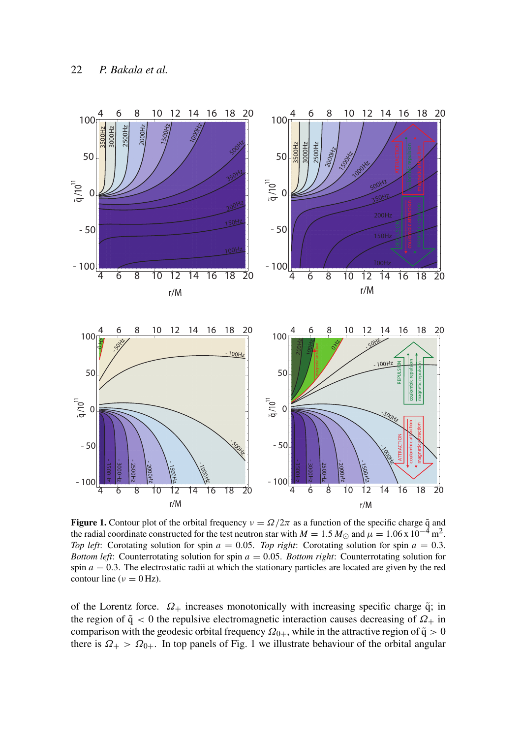**Figure 1.** Contour plot of the orbital frequency $\nu = \Omega/2\pi$ as a function of the specific charge $\tilde{q}$ and the radial coordinate constructed for the test neutron star with $M = 1.5\,M_\odot$ and $\mu = 1.06 \times 10^{-4}\,\mathrm{m}^2$. *Top left*: Corotating solution for spin $a = 0.05$. *Top right*: Corotating solution for spin $a = 0.3$. *Bottom left*: Counterrotating solution for spin $a = 0.05$. *Bottom right*: Counterrotating solution for spin $a = 0.3$. The electrostatic radii at which the stationary particles are located are given by the red contour line ($\nu = 0\,\mathrm{Hz}$).

of the Lorentz force. $\Omega_+$ increases monotonically with increasing specific charge $\tilde{q}$; in the region of $\tilde{q} < 0$ the repulsive electromagnetic interaction causes decreasing of $\Omega_+$ in comparison with the geodesic orbital frequency $\Omega_{0+}$, while in the attractive region of $\tilde{q} > 0$ there is $\Omega_+ > \Omega_{0+}$. In top panels of Fig. 1 we illustrate behaviour of the orbital angular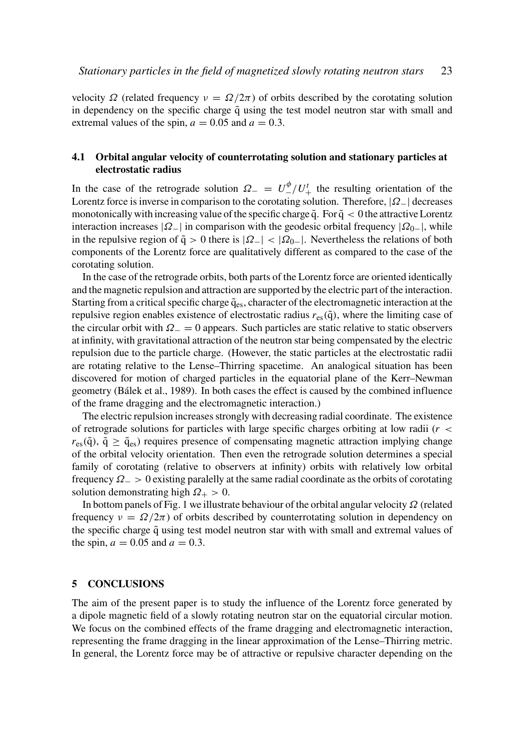velocity $\Omega$ (related frequency $\nu = \Omega/2\pi$) of orbits described by the corotating solution in dependency on the specific charge $\tilde{q}$ using the test model neutron star with small and extremal values of the spin, $a = 0.05$ and $a = 0.3$.

### 4.1 Orbital angular velocity of counterrotating solution and stationary particles at electrostatic radius

In the case of the retrograde solution $\Omega_- = U_-^{\phi}/U_+^t$ the resulting orientation of the Lorentz force is inverse in comparison to the corotating solution. Therefore, $|\Omega_-|$ decreases monotonically with increasing value of the specific charge $\tilde{q}$. For $\tilde{q} < 0$ the attractive Lorentz interaction increases $|\Omega_-|$ in comparison with the geodesic orbital frequency $|\Omega_{0-}|$, while in the repulsive region of $\tilde{q} > 0$ there is $|\Omega_-| < |\Omega_{0-}|$. Nevertheless the relations of both components of the Lorentz force are qualitatively different as compared to the case of the corotating solution.

In the case of the retrograde orbits, both parts of the Lorentz force are oriented identically and the magnetic repulsion and attraction are supported by the electric part of the interaction. Starting from a critical specific charge $\tilde{q}_{es}$, character of the electromagnetic interaction at the repulsive region enables existence of electrostatic radius $r_{es}(\tilde{q})$, where the limiting case of the circular orbit with $\Omega_- = 0$ appears. Such particles are static relative to static observers at infinity, with gravitational attraction of the neutron star being compensated by the electric repulsion due to the particle charge. (However, the static particles at the electrostatic radii are rotating relative to the Lense–Thirring spacetime. An analogical situation has been discovered for motion of charged particles in the equatorial plane of the Kerr–Newman geometry (Bálek et al., 1989). In both cases the effect is caused by the combined influence of the frame dragging and the electromagnetic interaction.)

The electric repulsion increases strongly with decreasing radial coordinate. The existence of retrograde solutions for particles with large specific charges orbiting at low radii ($r < r_{es}(\tilde{q})$, $\tilde{q} \geq \tilde{q}_{es}$) requires presence of compensating magnetic attraction implying change of the orbital velocity orientation. Then even the retrograde solution determines a special family of corotating (relative to observers at infinity) orbits with relatively low orbital frequency $\Omega_- > 0$ existing paralelly at the same radial coordinate as the orbits of corotating solution demonstrating high $\Omega_+ > 0$.

In bottom panels of Fig. 1 we illustrate behaviour of the orbital angular velocity $\Omega$ (related frequency $\nu = \Omega/2\pi$) of orbits described by counterrotating solution in dependency on the specific charge $\tilde{q}$ using test model neutron star with with small and extremal values of the spin, $a = 0.05$ and $a = 0.3$.

## 5 CONCLUSIONS

The aim of the present paper is to study the influence of the Lorentz force generated by a dipole magnetic field of a slowly rotating neutron star on the equatorial circular motion. We focus on the combined effects of the frame dragging and electromagnetic interaction, representing the frame dragging in the linear approximation of the Lense–Thirring metric. In general, the Lorentz force may be of attractive or repulsive character depending on the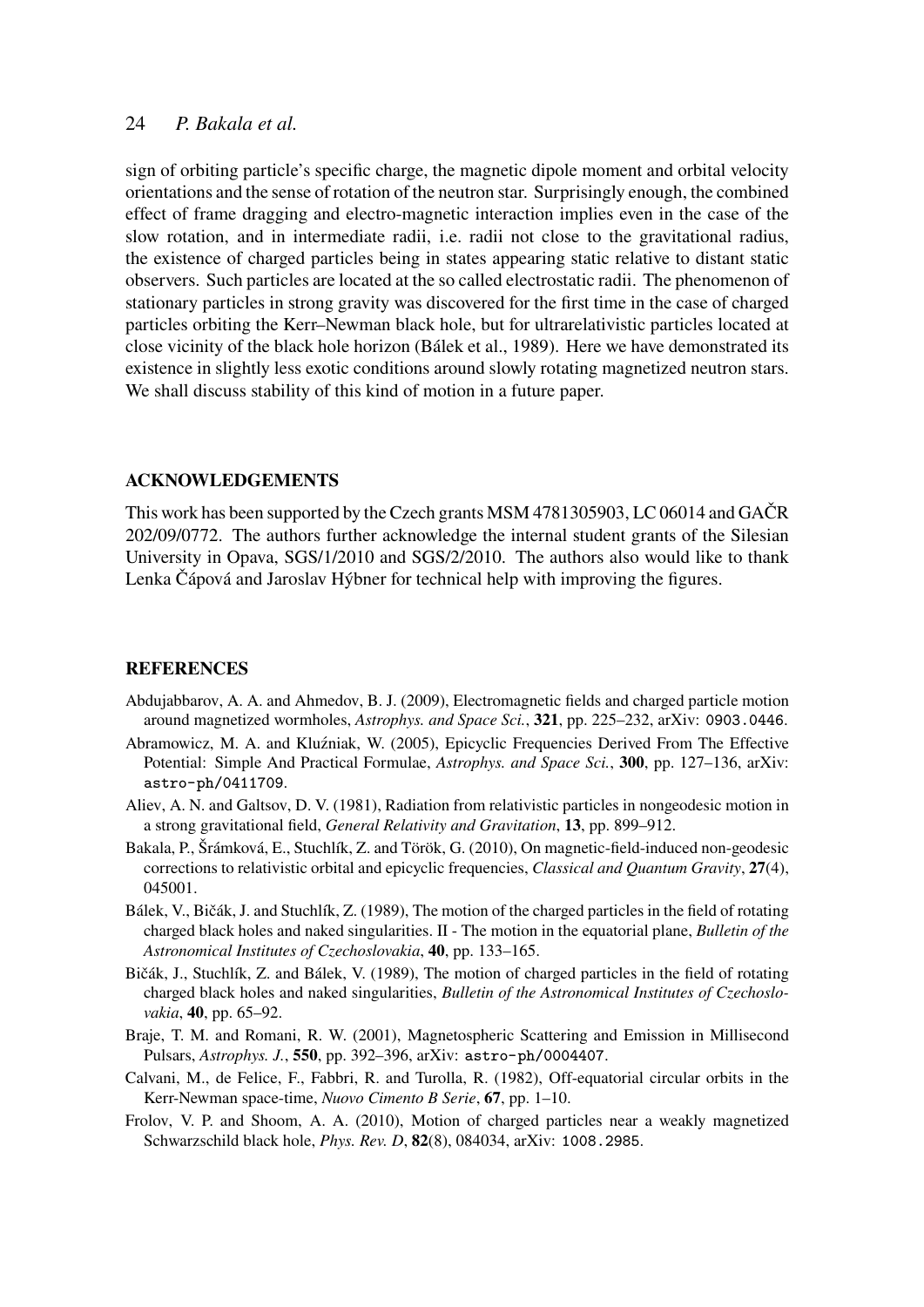sign of orbiting particle's specific charge, the magnetic dipole moment and orbital velocity orientations and the sense of rotation of the neutron star. Surprisingly enough, the combined effect of frame dragging and electro-magnetic interaction implies even in the case of the slow rotation, and in intermediate radii, i.e. radii not close to the gravitational radius, the existence of charged particles being in states appearing static relative to distant static observers. Such particles are located at the so called electrostatic radii. The phenomenon of stationary particles in strong gravity was discovered for the first time in the case of charged particles orbiting the Kerr–Newman black hole, but for ultrarelativistic particles located at close vicinity of the black hole horizon (Bálek et al., 1989). Here we have demonstrated its existence in slightly less exotic conditions around slowly rotating magnetized neutron stars. We shall discuss stability of this kind of motion in a future paper.

## ACKNOWLEDGEMENTS

This work has been supported by the Czech grants MSM 4781305903, LC 06014 and GAČR 202/09/0772. The authors further acknowledge the internal student grants of the Silesian University in Opava, SGS/1/2010 and SGS/2/2010. The authors also would like to thank Lenka Čápová and Jaroslav Hýbner for technical help with improving the figures.

## REFERENCES

Abdujabbarov, A. A. and Ahmedov, B. J. (2009), Electromagnetic fields and charged particle motion around magnetized wormholes, *Astrophys. and Space Sci.*, **321**, pp. 225–232, arXiv: `0903.0446`.

Abramowicz, M. A. and Kluźniak, W. (2005), Epicyclic Frequencies Derived From The Effective Potential: Simple And Practical Formulae, *Astrophys. and Space Sci.*, **300**, pp. 127–136, arXiv: `astro-ph/0411709`.

Aliev, A. N. and Galtsov, D. V. (1981), Radiation from relativistic particles in nongeodesic motion in a strong gravitational field, *General Relativity and Gravitation*, **13**, pp. 899–912.

Bakala, P., Šrámková, E., Stuchlík, Z. and Török, G. (2010), On magnetic-field-induced non-geodesic corrections to relativistic orbital and epicyclic frequencies, *Classical and Quantum Gravity*, **27**(4), 045001.

Bálek, V., Bičák, J. and Stuchlík, Z. (1989), The motion of the charged particles in the field of rotating charged black holes and naked singularities. II - The motion in the equatorial plane, *Bulletin of the Astronomical Institutes of Czechoslovakia*, **40**, pp. 133–165.

Bičák, J., Stuchlík, Z. and Bálek, V. (1989), The motion of charged particles in the field of rotating charged black holes and naked singularities, *Bulletin of the Astronomical Institutes of Czechoslovakia*, **40**, pp. 65–92.

Braje, T. M. and Romani, R. W. (2001), Magnetospheric Scattering and Emission in Millisecond Pulsars, *Astrophys. J.*, **550**, pp. 392–396, arXiv: `astro-ph/0004407`.

Calvani, M., de Felice, F., Fabbri, R. and Turolla, R. (1982), Off-equatorial circular orbits in the Kerr-Newman space-time, *Nuovo Cimento B Serie*, **67**, pp. 1–10.

Frolov, V. P. and Shoom, A. A. (2010), Motion of charged particles near a weakly magnetized Schwarzschild black hole, *Phys. Rev. D*, **82**(8), 084034, arXiv: `1008.2985`.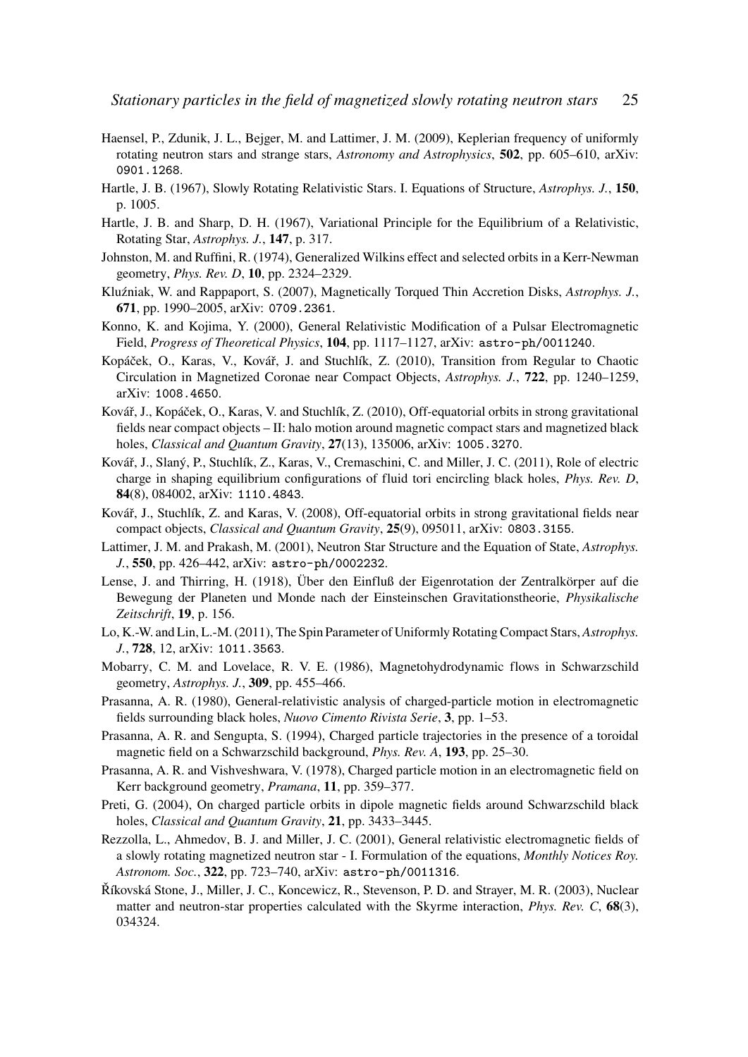Haensel, P., Zdunik, J. L., Bejger, M. and Lattimer, J. M. (2009), Keplerian frequency of uniformly rotating neutron stars and strange stars, *Astronomy and Astrophysics*, **502**, pp. 605–610, arXiv: 0901.1268.

Hartle, J. B. (1967), Slowly Rotating Relativistic Stars. I. Equations of Structure, *Astrophys. J.*, **150**, p. 1005.

Hartle, J. B. and Sharp, D. H. (1967), Variational Principle for the Equilibrium of a Relativistic, Rotating Star, *Astrophys. J.*, **147**, p. 317.

Johnston, M. and Ruffini, R. (1974), Generalized Wilkins effect and selected orbits in a Kerr-Newman geometry, *Phys. Rev. D*, **10**, pp. 2324–2329.

Kluźniak, W. and Rappaport, S. (2007), Magnetically Torqued Thin Accretion Disks, *Astrophys. J.*, **671**, pp. 1990–2005, arXiv: 0709.2361.

Konno, K. and Kojima, Y. (2000), General Relativistic Modification of a Pulsar Electromagnetic Field, *Progress of Theoretical Physics*, **104**, pp. 1117–1127, arXiv: astro-ph/0011240.

Kopáček, O., Karas, V., Kovář, J. and Stuchlík, Z. (2010), Transition from Regular to Chaotic Circulation in Magnetized Coronae near Compact Objects, *Astrophys. J.*, **722**, pp. 1240–1259, arXiv: 1008.4650.

Kovář, J., Kopáček, O., Karas, V. and Stuchlík, Z. (2010), Off-equatorial orbits in strong gravitational fields near compact objects – II: halo motion around magnetic compact stars and magnetized black holes, *Classical and Quantum Gravity*, **27**(13), 135006, arXiv: 1005.3270.

Kovář, J., Slaný, P., Stuchlík, Z., Karas, V., Cremaschini, C. and Miller, J. C. (2011), Role of electric charge in shaping equilibrium configurations of fluid tori encircling black holes, *Phys. Rev. D*, **84**(8), 084002, arXiv: 1110.4843.

Kovář, J., Stuchlík, Z. and Karas, V. (2008), Off-equatorial orbits in strong gravitational fields near compact objects, *Classical and Quantum Gravity*, **25**(9), 095011, arXiv: 0803.3155.

Lattimer, J. M. and Prakash, M. (2001), Neutron Star Structure and the Equation of State, *Astrophys. J.*, **550**, pp. 426–442, arXiv: astro-ph/0002232.

Lense, J. and Thirring, H. (1918), Über den Einfluß der Eigenrotation der Zentralkörper auf die Bewegung der Planeten und Monde nach der Einsteinschen Gravitationstheorie, *Physikalische Zeitschrift*, **19**, p. 156.

Lo, K.-W. and Lin, L.-M. (2011), The Spin Parameter of Uniformly Rotating Compact Stars, *Astrophys. J.*, **728**, 12, arXiv: 1011.3563.

Mobarry, C. M. and Lovelace, R. V. E. (1986), Magnetohydrodynamic flows in Schwarzschild geometry, *Astrophys. J.*, **309**, pp. 455–466.

Prasanna, A. R. (1980), General-relativistic analysis of charged-particle motion in electromagnetic fields surrounding black holes, *Nuovo Cimento Rivista Serie*, **3**, pp. 1–53.

Prasanna, A. R. and Sengupta, S. (1994), Charged particle trajectories in the presence of a toroidal magnetic field on a Schwarzschild background, *Phys. Rev. A*, **193**, pp. 25–30.

Prasanna, A. R. and Vishveshwara, V. (1978), Charged particle motion in an electromagnetic field on Kerr background geometry, *Pramana*, **11**, pp. 359–377.

Preti, G. (2004), On charged particle orbits in dipole magnetic fields around Schwarzschild black holes, *Classical and Quantum Gravity*, **21**, pp. 3433–3445.

Rezzolla, L., Ahmedov, B. J. and Miller, J. C. (2001), General relativistic electromagnetic fields of a slowly rotating magnetized neutron star - I. Formulation of the equations, *Monthly Notices Roy. Astronom. Soc.*, **322**, pp. 723–740, arXiv: astro-ph/0011316.

Říkovská Stone, J., Miller, J. C., Koncewicz, R., Stevenson, P. D. and Strayer, M. R. (2003), Nuclear matter and neutron-star properties calculated with the Skyrme interaction, *Phys. Rev. C*, **68**(3), 034324.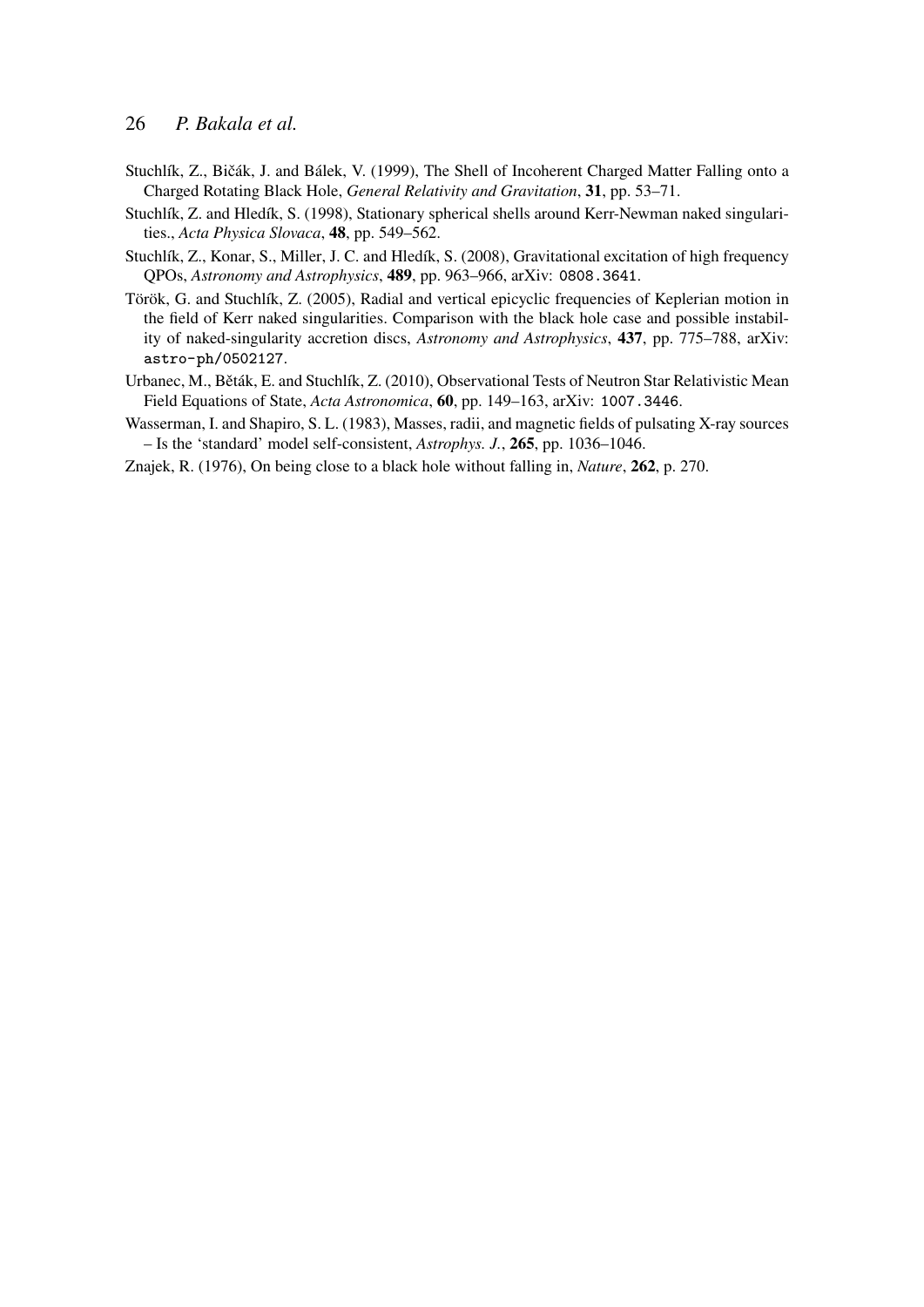Stuchlík, Z., Bičák, J. and Bálek, V. (1999), The Shell of Incoherent Charged Matter Falling onto a Charged Rotating Black Hole, *General Relativity and Gravitation*, **31**, pp. 53–71.

Stuchlík, Z. and Hledík, S. (1998), Stationary spherical shells around Kerr-Newman naked singularities., *Acta Physica Slovaca*, **48**, pp. 549–562.

Stuchlík, Z., Konar, S., Miller, J. C. and Hledík, S. (2008), Gravitational excitation of high frequency QPOs, *Astronomy and Astrophysics*, **489**, pp. 963–966, arXiv: 0808.3641.

Török, G. and Stuchlík, Z. (2005), Radial and vertical epicyclic frequencies of Keplerian motion in the field of Kerr naked singularities. Comparison with the black hole case and possible instability of naked-singularity accretion discs, *Astronomy and Astrophysics*, **437**, pp. 775–788, arXiv: astro-ph/0502127.

Urbanec, M., Běták, E. and Stuchlík, Z. (2010), Observational Tests of Neutron Star Relativistic Mean Field Equations of State, *Acta Astronomica*, **60**, pp. 149–163, arXiv: 1007.3446.

Wasserman, I. and Shapiro, S. L. (1983), Masses, radii, and magnetic fields of pulsating X-ray sources – Is the 'standard' model self-consistent, *Astrophys. J.*, **265**, pp. 1036–1046.

Znajek, R. (1976), On being close to a black hole without falling in, *Nature*, **262**, p. 270.